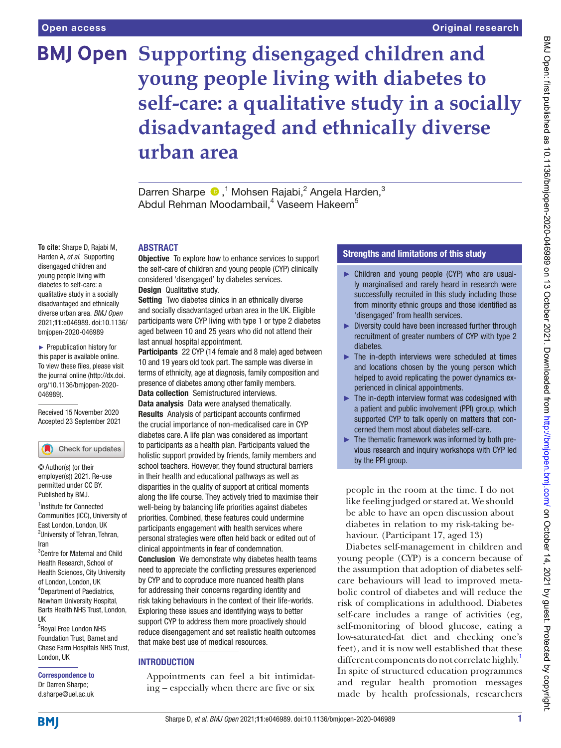# Supporting disengaged children and young people living with diabetes to self-care: a qualitative study in a socially disadvantaged and ethnically diverse urban area

Darren Sharpe ,[1] Mohsen Rajabi,[2] Angela Harden,[3] Abdul Rehman Moodambail,[4] Vaseem Hakeem[5]

**To cite:** Sharpe D, Rajabi M, Harden A, *et al*. Supporting disengaged children and young people living with diabetes to self-care: a qualitative study in a socially disadvantaged and ethnically diverse urban area. *BMJ Open* 2021;**11**:e046989. doi:10.1136/bmjopen-2020-046989

► Prepublication history for this paper is available online. To view these files, please visit the journal online (http://dx.doi.org/10.1136/bmjopen-2020-046989).

Received 15 November 2020
Accepted 23 September 2021

© Author(s) (or their employer(s)) 2021. Re-use permitted under CC BY. Published by BMJ.

[1]Institute for Connected Communities (ICC), University of East London, London, UK
[2]University of Tehran, Tehran, Iran
[3]Centre for Maternal and Child Health Research, School of Health Sciences, City University of London, London, UK
[4]Department of Paediatrics, Newham University Hospital, Barts Health NHS Trust, London, UK
[5]Royal Free London NHS Foundation Trust, Barnet and Chase Farm Hospitals NHS Trust, London, UK

**Correspondence to**
Dr Darren Sharpe;
d.sharpe@uel.ac.uk

## ABSTRACT

**Objective** To explore how to enhance services to support the self-care of children and young people (CYP) clinically considered 'disengaged' by diabetes services.

**Design** Qualitative study.

**Setting** Two diabetes clinics in an ethnically diverse and socially disadvantaged urban area in the UK. Eligible participants were CYP living with type 1 or type 2 diabetes aged between 10 and 25 years who did not attend their last annual hospital appointment.

**Participants** 22 CYP (14 female and 8 male) aged between 10 and 19 years old took part. The sample was diverse in terms of ethnicity, age at diagnosis, family composition and presence of diabetes among other family members.

**Data collection** Semistructured interviews.

**Data analysis** Data were analysed thematically.

**Results** Analysis of participant accounts confirmed the crucial importance of non-medicalised care in CYP diabetes care. A life plan was considered as important to participants as a health plan. Participants valued the holistic support provided by friends, family members and school teachers. However, they found structural barriers in their health and educational pathways as well as disparities in the quality of support at critical moments along the life course. They actively tried to maximise their well-being by balancing life priorities against diabetes priorities. Combined, these features could undermine participants engagement with health services where personal strategies were often held back or edited out of clinical appointments in fear of condemnation.

**Conclusion** We demonstrate why diabetes health teams need to appreciate the conflicting pressures experienced by CYP and to coproduce more nuanced health plans for addressing their concerns regarding identity and risk taking behaviours in the context of their life-worlds. Exploring these issues and identifying ways to better support CYP to address them more proactively should reduce disengagement and set realistic health outcomes that make best use of medical resources.

## Strengths and limitations of this study

- ► Children and young people (CYP) who are usually marginalised and rarely heard in research were successfully recruited in this study including those from minority ethnic groups and those identified as 'disengaged' from health services.
- ► Diversity could have been increased further through recruitment of greater numbers of CYP with type 2 diabetes.
- ► The in-depth interviews were scheduled at times and locations chosen by the young person which helped to avoid replicating the power dynamics experienced in clinical appointments.
- ► The in-depth interview format was codesigned with a patient and public involvement (PPI) group, which supported CYP to talk openly on matters that concerned them most about diabetes self-care.
- ► The thematic framework was informed by both previous research and inquiry workshops with CYP led by the PPI group.

## INTRODUCTION

> Appointments can feel a bit intimidating – especially when there are five or six people in the room at the time. I do not like feeling judged or stared at. We should be able to have an open discussion about diabetes in relation to my risk-taking behaviour. (Participant 17, aged 13)

Diabetes self-management in children and young people (CYP) is a concern because of the assumption that adoption of diabetes self-care behaviours will lead to improved metabolic control of diabetes and will reduce the risk of complications in adulthood. Diabetes self-care includes a range of activities (eg, self-monitoring of blood glucose, eating a low-saturated-fat diet and checking one's feet), and it is now well established that these different components do not correlate highly.[1] In spite of structured education programmes and regular health promotion messages made by health professionals, researchers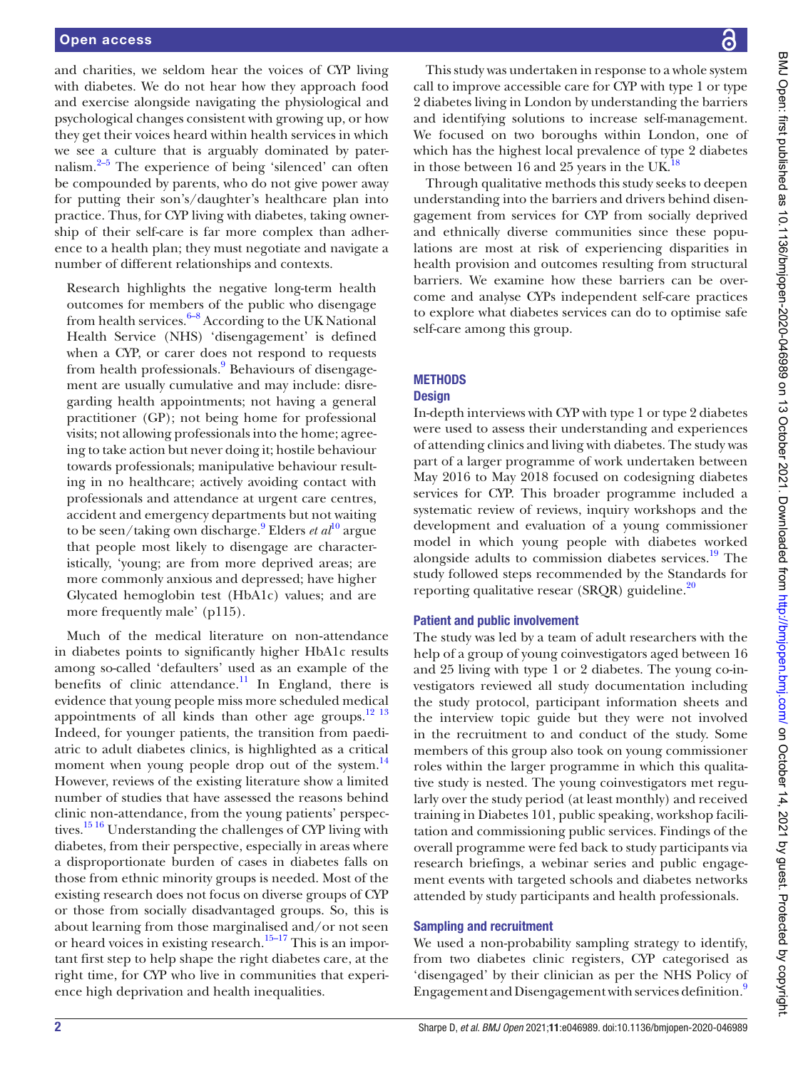and charities, we seldom hear the voices of CYP living with diabetes. We do not hear how they approach food and exercise alongside navigating the physiological and psychological changes consistent with growing up, or how they get their voices heard within health services in which we see a culture that is arguably dominated by paternalism.[2–5] The experience of being 'silenced' can often be compounded by parents, who do not give power away for putting their son's/daughter's healthcare plan into practice. Thus, for CYP living with diabetes, taking ownership of their self-care is far more complex than adherence to a health plan; they must negotiate and navigate a number of different relationships and contexts.

Research highlights the negative long-term health outcomes for members of the public who disengage from health services.[6–8] According to the UK National Health Service (NHS) 'disengagement' is defined when a CYP, or carer does not respond to requests from health professionals.[9] Behaviours of disengagement are usually cumulative and may include: disregarding health appointments; not having a general practitioner (GP); not being home for professional visits; not allowing professionals into the home; agreeing to take action but never doing it; hostile behaviour towards professionals; manipulative behaviour resulting in no healthcare; actively avoiding contact with professionals and attendance at urgent care centres, accident and emergency departments but not waiting to be seen/taking own discharge.[9] Elders *et al*[10] argue that people most likely to disengage are characteristically, 'young; are from more deprived areas; are more commonly anxious and depressed; have higher Glycated hemoglobin test (HbA1c) values; and are more frequently male' (p115).

Much of the medical literature on non-attendance in diabetes points to significantly higher HbA1c results among so-called 'defaulters' used as an example of the benefits of clinic attendance.[11] In England, there is evidence that young people miss more scheduled medical appointments of all kinds than other age groups.[12 13] Indeed, for younger patients, the transition from paediatric to adult diabetes clinics, is highlighted as a critical moment when young people drop out of the system.[14] However, reviews of the existing literature show a limited number of studies that have assessed the reasons behind clinic non-attendance, from the young patients' perspectives.[15 16] Understanding the challenges of CYP living with diabetes, from their perspective, especially in areas where a disproportionate burden of cases in diabetes falls on those from ethnic minority groups is needed. Most of the existing research does not focus on diverse groups of CYP or those from socially disadvantaged groups. So, this is about learning from those marginalised and/or not seen or heard voices in existing research.[15–17] This is an important first step to help shape the right diabetes care, at the right time, for CYP who live in communities that experience high deprivation and health inequalities.

This study was undertaken in response to a whole system call to improve accessible care for CYP with type 1 or type 2 diabetes living in London by understanding the barriers and identifying solutions to increase self-management. We focused on two boroughs within London, one of which has the highest local prevalence of type 2 diabetes in those between 16 and 25 years in the UK.[18]

Through qualitative methods this study seeks to deepen understanding into the barriers and drivers behind disengagement from services for CYP from socially deprived and ethnically diverse communities since these populations are most at risk of experiencing disparities in health provision and outcomes resulting from structural barriers. We examine how these barriers can be overcome and analyse CYPs independent self-care practices to explore what diabetes services can do to optimise safe self-care among this group.

## METHODS

### Design

In-depth interviews with CYP with type 1 or type 2 diabetes were used to assess their understanding and experiences of attending clinics and living with diabetes. The study was part of a larger programme of work undertaken between May 2016 to May 2018 focused on codesigning diabetes services for CYP. This broader programme included a systematic review of reviews, inquiry workshops and the development and evaluation of a young commissioner model in which young people with diabetes worked alongside adults to commission diabetes services.[19] The study followed steps recommended by the Standards for reporting qualitative resear (SRQR) guideline.[20]

### Patient and public involvement

The study was led by a team of adult researchers with the help of a group of young coinvestigators aged between 16 and 25 living with type 1 or 2 diabetes. The young co-investigators reviewed all study documentation including the study protocol, participant information sheets and the interview topic guide but they were not involved in the recruitment to and conduct of the study. Some members of this group also took on young commissioner roles within the larger programme in which this qualitative study is nested. The young coinvestigators met regularly over the study period (at least monthly) and received training in Diabetes 101, public speaking, workshop facilitation and commissioning public services. Findings of the overall programme were fed back to study participants via research briefings, a webinar series and public engagement events with targeted schools and diabetes networks attended by study participants and health professionals.

### Sampling and recruitment

We used a non-probability sampling strategy to identify, from two diabetes clinic registers, CYP categorised as 'disengaged' by their clinician as per the NHS Policy of Engagement and Disengagement with services definition.[9]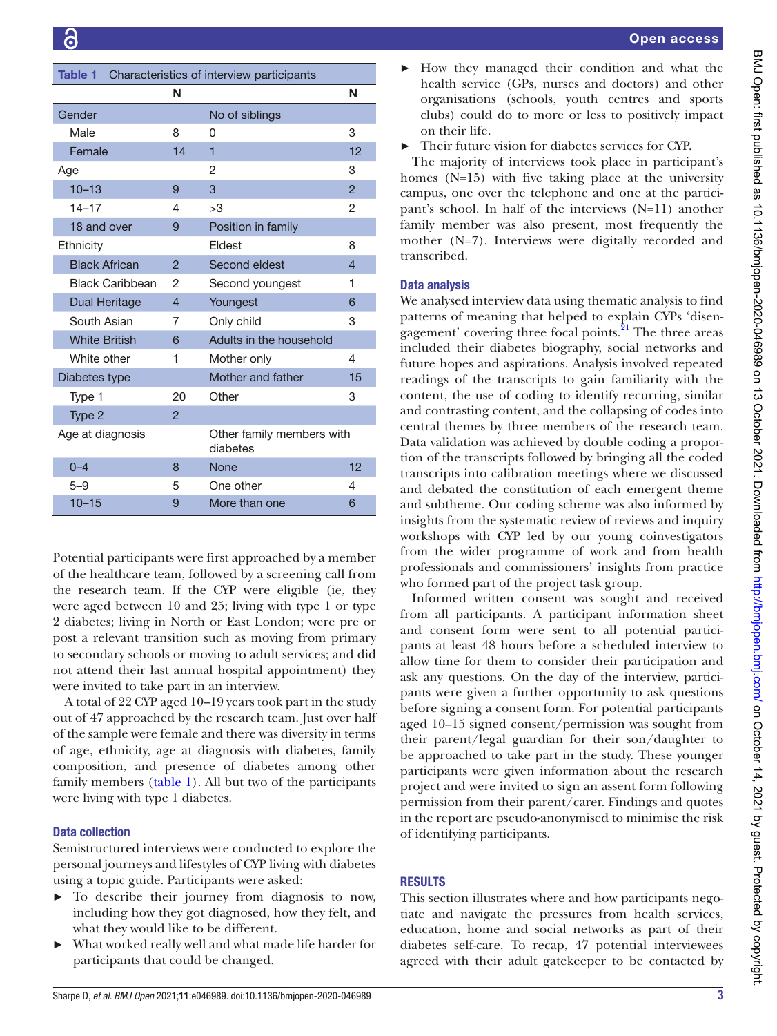Table 1 Characteristics of interview participants

| | N | | N |
|---|---|---|---|
| Gender | | No of siblings | |
| Male | 8 | 0 | 3 |
| Female | 14 | 1 | 12 |
| Age | | 2 | 3 |
| 10–13 | 9 | 3 | 2 |
| 14–17 | 4 | >3 | 2 |
| 18 and over | 9 | Position in family | |
| Ethnicity | | Eldest | 8 |
| Black African | 2 | Second eldest | 4 |
| Black Caribbean | 2 | Second youngest | 1 |
| Dual Heritage | 4 | Youngest | 6 |
| South Asian | 7 | Only child | 3 |
| White British | 6 | Adults in the household | |
| White other | 1 | Mother only | 4 |
| Diabetes type | | Mother and father | 15 |
| Type 1 | 20 | Other | 3 |
| Type 2 | 2 | | |
| Age at diagnosis | | Other family members with diabetes | |
| 0–4 | 8 | None | 12 |
| 5–9 | 5 | One other | 4 |
| 10–15 | 9 | More than one | 6 |

Potential participants were first approached by a member of the healthcare team, followed by a screening call from the research team. If the CYP were eligible (ie, they were aged between 10 and 25; living with type 1 or type 2 diabetes; living in North or East London; were pre or post a relevant transition such as moving from primary to secondary schools or moving to adult services; and did not attend their last annual hospital appointment) they were invited to take part in an interview.

A total of 22 CYP aged 10–19 years took part in the study out of 47 approached by the research team. Just over half of the sample were female and there was diversity in terms of age, ethnicity, age at diagnosis with diabetes, family composition, and presence of diabetes among other family members (table 1). All but two of the participants were living with type 1 diabetes.

### Data collection

Semistructured interviews were conducted to explore the personal journeys and lifestyles of CYP living with diabetes using a topic guide. Participants were asked:

- To describe their journey from diagnosis to now, including how they got diagnosed, how they felt, and what they would like to be different.
- What worked really well and what made life harder for participants that could be changed.
- How they managed their condition and what the health service (GPs, nurses and doctors) and other organisations (schools, youth centres and sports clubs) could do to more or less to positively impact on their life.
- Their future vision for diabetes services for CYP.

The majority of interviews took place in participant's homes (N=15) with five taking place at the university campus, one over the telephone and one at the participant's school. In half of the interviews (N=11) another family member was also present, most frequently the mother (N=7). Interviews were digitally recorded and transcribed.

### Data analysis

We analysed interview data using thematic analysis to find patterns of meaning that helped to explain CYPs 'disengagement' covering three focal points.[21] The three areas included their diabetes biography, social networks and future hopes and aspirations. Analysis involved repeated readings of the transcripts to gain familiarity with the content, the use of coding to identify recurring, similar and contrasting content, and the collapsing of codes into central themes by three members of the research team. Data validation was achieved by double coding a proportion of the transcripts followed by bringing all the coded transcripts into calibration meetings where we discussed and debated the constitution of each emergent theme and subtheme. Our coding scheme was also informed by insights from the systematic review of reviews and inquiry workshops with CYP led by our young coinvestigators from the wider programme of work and from health professionals and commissioners' insights from practice who formed part of the project task group.

Informed written consent was sought and received from all participants. A participant information sheet and consent form were sent to all potential participants at least 48 hours before a scheduled interview to allow time for them to consider their participation and ask any questions. On the day of the interview, participants were given a further opportunity to ask questions before signing a consent form. For potential participants aged 10–15 signed consent/permission was sought from their parent/legal guardian for their son/daughter to be approached to take part in the study. These younger participants were given information about the research project and were invited to sign an assent form following permission from their parent/carer. Findings and quotes in the report are pseudo-anonymised to minimise the risk of identifying participants.

## RESULTS

This section illustrates where and how participants negotiate and navigate the pressures from health services, education, home and social networks as part of their diabetes self-care. To recap, 47 potential interviewees agreed with their adult gatekeeper to be contacted by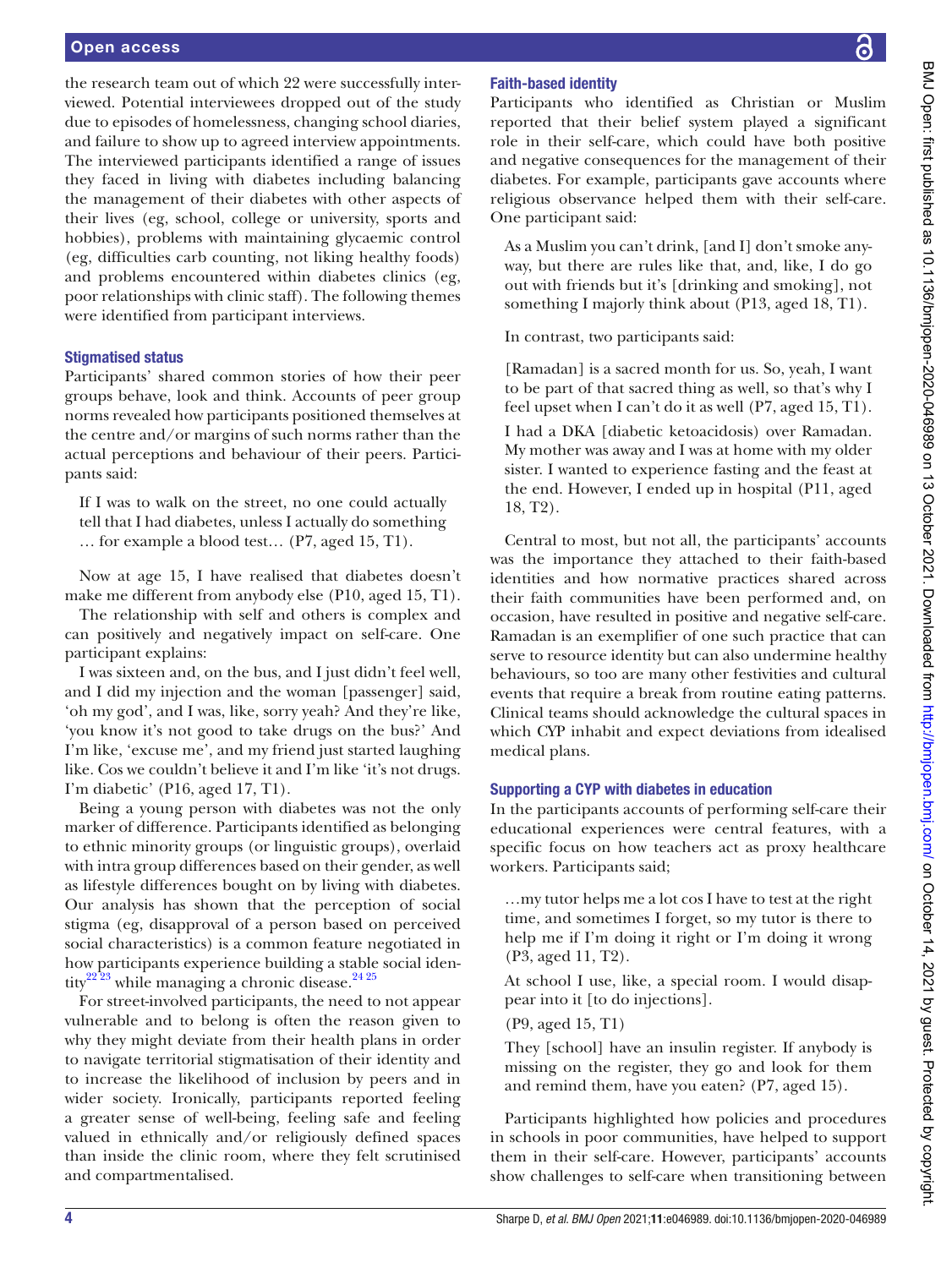the research team out of which 22 were successfully interviewed. Potential interviewees dropped out of the study due to episodes of homelessness, changing school diaries, and failure to show up to agreed interview appointments. The interviewed participants identified a range of issues they faced in living with diabetes including balancing the management of their diabetes with other aspects of their lives (eg, school, college or university, sports and hobbies), problems with maintaining glycaemic control (eg, difficulties carb counting, not liking healthy foods) and problems encountered within diabetes clinics (eg, poor relationships with clinic staff). The following themes were identified from participant interviews.

### Stigmatised status

Participants' shared common stories of how their peer groups behave, look and think. Accounts of peer group norms revealed how participants positioned themselves at the centre and/or margins of such norms rather than the actual perceptions and behaviour of their peers. Participants said:

> If I was to walk on the street, no one could actually tell that I had diabetes, unless I actually do something … for example a blood test… (P7, aged 15, T1).

Now at age 15, I have realised that diabetes doesn't make me different from anybody else (P10, aged 15, T1).

The relationship with self and others is complex and can positively and negatively impact on self-care. One participant explains:

I was sixteen and, on the bus, and I just didn't feel well, and I did my injection and the woman [passenger] said, 'oh my god', and I was, like, sorry yeah? And they're like, 'you know it's not good to take drugs on the bus?' And I'm like, 'excuse me', and my friend just started laughing like. Cos we couldn't believe it and I'm like 'it's not drugs. I'm diabetic' (P16, aged 17, T1).

Being a young person with diabetes was not the only marker of difference. Participants identified as belonging to ethnic minority groups (or linguistic groups), overlaid with intra group differences based on their gender, as well as lifestyle differences bought on by living with diabetes. Our analysis has shown that the perception of social stigma (eg, disapproval of a person based on perceived social characteristics) is a common feature negotiated in how participants experience building a stable social identity[22 23] while managing a chronic disease.[24 25]

For street-involved participants, the need to not appear vulnerable and to belong is often the reason given to why they might deviate from their health plans in order to navigate territorial stigmatisation of their identity and to increase the likelihood of inclusion by peers and in wider society. Ironically, participants reported feeling a greater sense of well-being, feeling safe and feeling valued in ethnically and/or religiously defined spaces than inside the clinic room, where they felt scrutinised and compartmentalised.

### Faith-based identity

Participants who identified as Christian or Muslim reported that their belief system played a significant role in their self-care, which could have both positive and negative consequences for the management of their diabetes. For example, participants gave accounts where religious observance helped them with their self-care. One participant said:

> As a Muslim you can't drink, [and I] don't smoke anyway, but there are rules like that, and, like, I do go out with friends but it's [drinking and smoking], not something I majorly think about (P13, aged 18, T1).

In contrast, two participants said:

> [Ramadan] is a sacred month for us. So, yeah, I want to be part of that sacred thing as well, so that's why I feel upset when I can't do it as well (P7, aged 15, T1).
>
> I had a DKA [diabetic ketoacidosis] over Ramadan. My mother was away and I was at home with my older sister. I wanted to experience fasting and the feast at the end. However, I ended up in hospital (P11, aged 18, T2).

Central to most, but not all, the participants' accounts was the importance they attached to their faith-based identities and how normative practices shared across their faith communities have been performed and, on occasion, have resulted in positive and negative self-care. Ramadan is an exemplifier of one such practice that can serve to resource identity but can also undermine healthy behaviours, so too are many other festivities and cultural events that require a break from routine eating patterns. Clinical teams should acknowledge the cultural spaces in which CYP inhabit and expect deviations from idealised medical plans.

### Supporting a CYP with diabetes in education

In the participants accounts of performing self-care their educational experiences were central features, with a specific focus on how teachers act as proxy healthcare workers. Participants said;

> …my tutor helps me a lot cos I have to test at the right time, and sometimes I forget, so my tutor is there to help me if I'm doing it right or I'm doing it wrong (P3, aged 11, T2).
>
> At school I use, like, a special room. I would disappear into it [to do injections].
>
> (P9, aged 15, T1)
>
> They [school] have an insulin register. If anybody is missing on the register, they go and look for them and remind them, have you eaten? (P7, aged 15).

Participants highlighted how policies and procedures in schools in poor communities, have helped to support them in their self-care. However, participants' accounts show challenges to self-care when transitioning between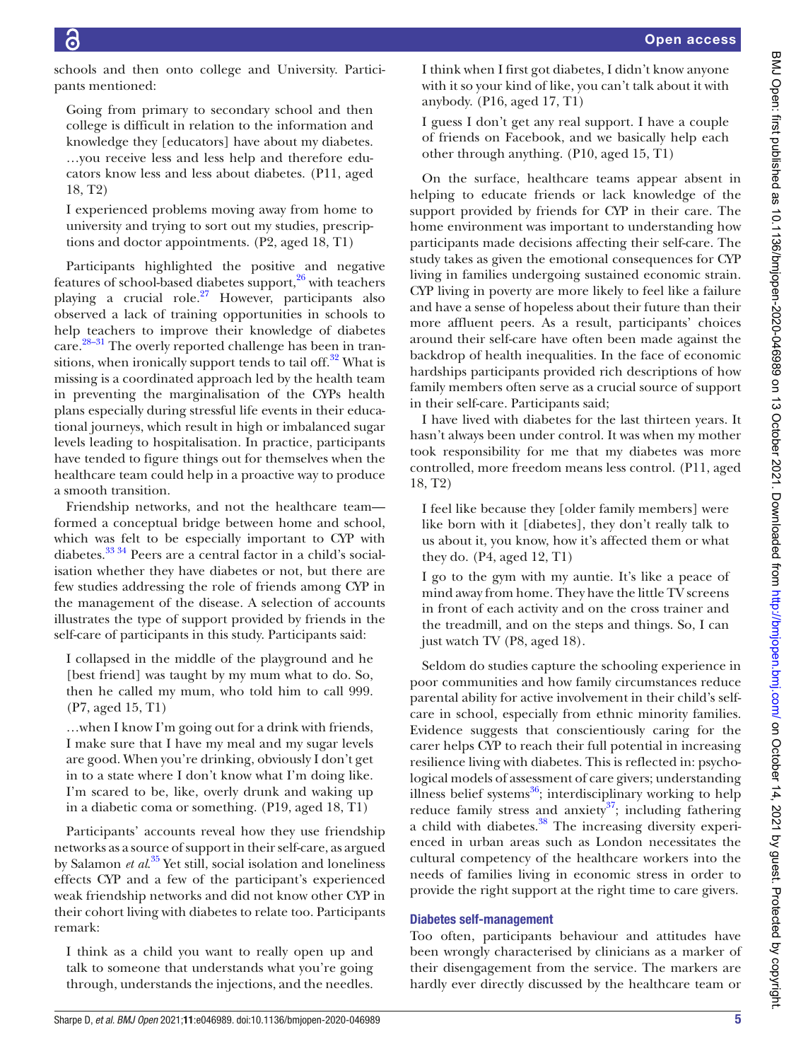schools and then onto college and University. Participants mentioned:

> Going from primary to secondary school and then college is difficult in relation to the information and knowledge they [educators] have about my diabetes. …you receive less and less help and therefore educators know less and less about diabetes. (P11, aged 18, T2)

> I experienced problems moving away from home to university and trying to sort out my studies, prescriptions and doctor appointments. (P2, aged 18, T1)

Participants highlighted the positive and negative features of school-based diabetes support,[26] with teachers playing a crucial role.[27] However, participants also observed a lack of training opportunities in schools to help teachers to improve their knowledge of diabetes care.[28–31] The overly reported challenge has been in transitions, when ironically support tends to tail off.[32] What is missing is a coordinated approach led by the health team in preventing the marginalisation of the CYPs health plans especially during stressful life events in their educational journeys, which result in high or imbalanced sugar levels leading to hospitalisation. In practice, participants have tended to figure things out for themselves when the healthcare team could help in a proactive way to produce a smooth transition.

Friendship networks, and not the healthcare team—formed a conceptual bridge between home and school, which was felt to be especially important to CYP with diabetes.[33 34] Peers are a central factor in a child's socialisation whether they have diabetes or not, but there are few studies addressing the role of friends among CYP in the management of the disease. A selection of accounts illustrates the type of support provided by friends in the self-care of participants in this study. Participants said:

> I collapsed in the middle of the playground and he [best friend] was taught by my mum what to do. So, then he called my mum, who told him to call 999. (P7, aged 15, T1)

> …when I know I'm going out for a drink with friends, I make sure that I have my meal and my sugar levels are good. When you're drinking, obviously I don't get in to a state where I don't know what I'm doing like. I'm scared to be, like, overly drunk and waking up in a diabetic coma or something. (P19, aged 18, T1)

Participants' accounts reveal how they use friendship networks as a source of support in their self-care, as argued by Salamon *et al*.[35] Yet still, social isolation and loneliness effects CYP and a few of the participant's experienced weak friendship networks and did not know other CYP in their cohort living with diabetes to relate too. Participants remark:

> I think as a child you want to really open up and talk to someone that understands what you're going through, understands the injections, and the needles. I think when I first got diabetes, I didn't know anyone with it so your kind of like, you can't talk about it with anybody. (P16, aged 17, T1)

> I guess I don't get any real support. I have a couple of friends on Facebook, and we basically help each other through anything. (P10, aged 15, T1)

On the surface, healthcare teams appear absent in helping to educate friends or lack knowledge of the support provided by friends for CYP in their care. The home environment was important to understanding how participants made decisions affecting their self-care. The study takes as given the emotional consequences for CYP living in families undergoing sustained economic strain. CYP living in poverty are more likely to feel like a failure and have a sense of hopeless about their future than their more affluent peers. As a result, participants' choices around their self-care have often been made against the backdrop of health inequalities. In the face of economic hardships participants provided rich descriptions of how family members often serve as a crucial source of support in their self-care. Participants said;

> I have lived with diabetes for the last thirteen years. It hasn't always been under control. It was when my mother took responsibility for me that my diabetes was more controlled, more freedom means less control. (P11, aged 18, T2)

> I feel like because they [older family members] were like born with it [diabetes], they don't really talk to us about it, you know, how it's affected them or what they do. (P4, aged 12, T1)

> I go to the gym with my auntie. It's like a peace of mind away from home. They have the little TV screens in front of each activity and on the cross trainer and the treadmill, and on the steps and things. So, I can just watch TV (P8, aged 18).

Seldom do studies capture the schooling experience in poor communities and how family circumstances reduce parental ability for active involvement in their child's self-care in school, especially from ethnic minority families. Evidence suggests that conscientiously caring for the carer helps CYP to reach their full potential in increasing resilience living with diabetes. This is reflected in: psychological models of assessment of care givers; understanding illness belief systems[36]; interdisciplinary working to help reduce family stress and anxiety[37]; including fathering a child with diabetes.[38] The increasing diversity experienced in urban areas such as London necessitates the cultural competency of the healthcare workers into the needs of families living in economic stress in order to provide the right support at the right time to care givers.

## Diabetes self-management

Too often, participants behaviour and attitudes have been wrongly characterised by clinicians as a marker of their disengagement from the service. The markers are hardly ever directly discussed by the healthcare team or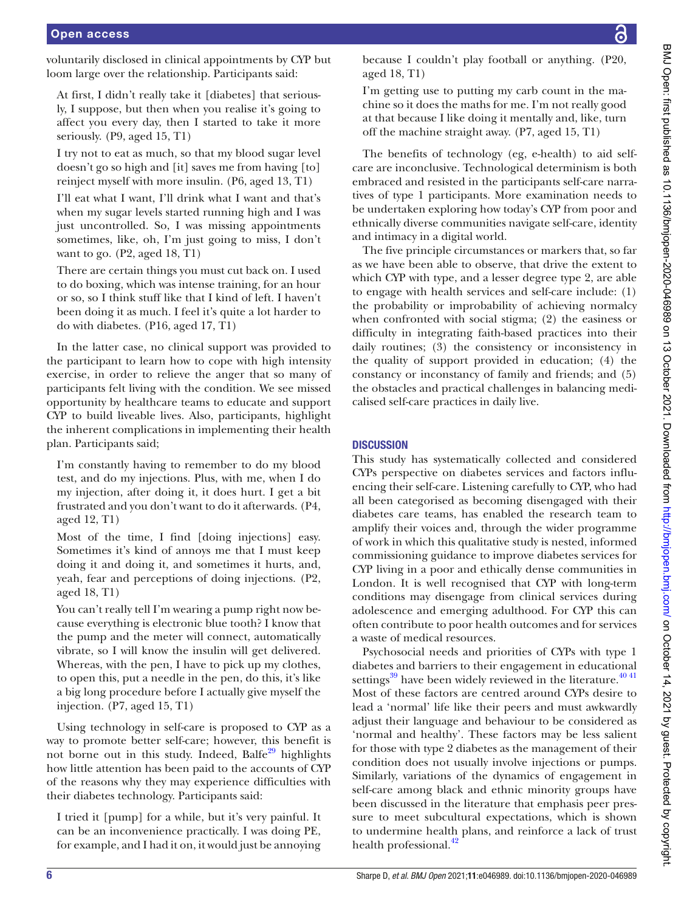voluntarily disclosed in clinical appointments by CYP but loom large over the relationship. Participants said:

> At first, I didn't really take it [diabetes] that seriously, I suppose, but then when you realise it's going to affect you every day, then I started to take it more seriously. (P9, aged 15, T1)

> I try not to eat as much, so that my blood sugar level doesn't go so high and [it] saves me from having [to] reinject myself with more insulin. (P6, aged 13, T1)

> I'll eat what I want, I'll drink what I want and that's when my sugar levels started running high and I was just uncontrolled. So, I was missing appointments sometimes, like, oh, I'm just going to miss, I don't want to go. (P2, aged 18, T1)

> There are certain things you must cut back on. I used to do boxing, which was intense training, for an hour or so, so I think stuff like that I kind of left. I haven't been doing it as much. I feel it's quite a lot harder to do with diabetes. (P16, aged 17, T1)

In the latter case, no clinical support was provided to the participant to learn how to cope with high intensity exercise, in order to relieve the anger that so many of participants felt living with the condition. We see missed opportunity by healthcare teams to educate and support CYP to build liveable lives. Also, participants, highlight the inherent complications in implementing their health plan. Participants said;

> I'm constantly having to remember to do my blood test, and do my injections. Plus, with me, when I do my injection, after doing it, it does hurt. I get a bit frustrated and you don't want to do it afterwards. (P4, aged 12, T1)

> Most of the time, I find [doing injections] easy. Sometimes it's kind of annoys me that I must keep doing it and doing it, and sometimes it hurts, and, yeah, fear and perceptions of doing injections. (P2, aged 18, T1)

> You can't really tell I'm wearing a pump right now because everything is electronic blue tooth? I know that the pump and the meter will connect, automatically vibrate, so I will know the insulin will get delivered. Whereas, with the pen, I have to pick up my clothes, to open this, put a needle in the pen, do this, it's like a big long procedure before I actually give myself the injection. (P7, aged 15, T1)

Using technology in self-care is proposed to CYP as a way to promote better self-care; however, this benefit is not borne out in this study. Indeed, Balfe[29] highlights how little attention has been paid to the accounts of CYP of the reasons why they may experience difficulties with their diabetes technology. Participants said:

> I tried it [pump] for a while, but it's very painful. It can be an inconvenience practically. I was doing PE, for example, and I had it on, it would just be annoying because I couldn't play football or anything. (P20, aged 18, T1)

> I'm getting use to putting my carb count in the machine so it does the maths for me. I'm not really good at that because I like doing it mentally and, like, turn off the machine straight away. (P7, aged 15, T1)

The benefits of technology (eg, e-health) to aid self-care are inconclusive. Technological determinism is both embraced and resisted in the participants self-care narratives of type 1 participants. More examination needs to be undertaken exploring how today's CYP from poor and ethnically diverse communities navigate self-care, identity and intimacy in a digital world.

The five principle circumstances or markers that, so far as we have been able to observe, that drive the extent to which CYP with type, and a lesser degree type 2, are able to engage with health services and self-care include: (1) the probability or improbability of achieving normalcy when confronted with social stigma; (2) the easiness or difficulty in integrating faith-based practices into their daily routines; (3) the consistency or inconsistency in the quality of support provided in education; (4) the constancy or inconstancy of family and friends; and (5) the obstacles and practical challenges in balancing medicalised self-care practices in daily live.

## DISCUSSION

This study has systematically collected and considered CYPs perspective on diabetes services and factors influencing their self-care. Listening carefully to CYP, who had all been categorised as becoming disengaged with their diabetes care teams, has enabled the research team to amplify their voices and, through the wider programme of work in which this qualitative study is nested, informed commissioning guidance to improve diabetes services for CYP living in a poor and ethically dense communities in London. It is well recognised that CYP with long-term conditions may disengage from clinical services during adolescence and emerging adulthood. For CYP this can often contribute to poor health outcomes and for services a waste of medical resources.

Psychosocial needs and priorities of CYPs with type 1 diabetes and barriers to their engagement in educational settings[39] have been widely reviewed in the literature.[40 41] Most of these factors are centred around CYPs desire to lead a 'normal' life like their peers and must awkwardly adjust their language and behaviour to be considered as 'normal and healthy'. These factors may be less salient for those with type 2 diabetes as the management of their condition does not usually involve injections or pumps. Similarly, variations of the dynamics of engagement in self-care among black and ethnic minority groups have been discussed in the literature that emphasis peer pressure to meet subcultural expectations, which is shown to undermine health plans, and reinforce a lack of trust health professional.[42]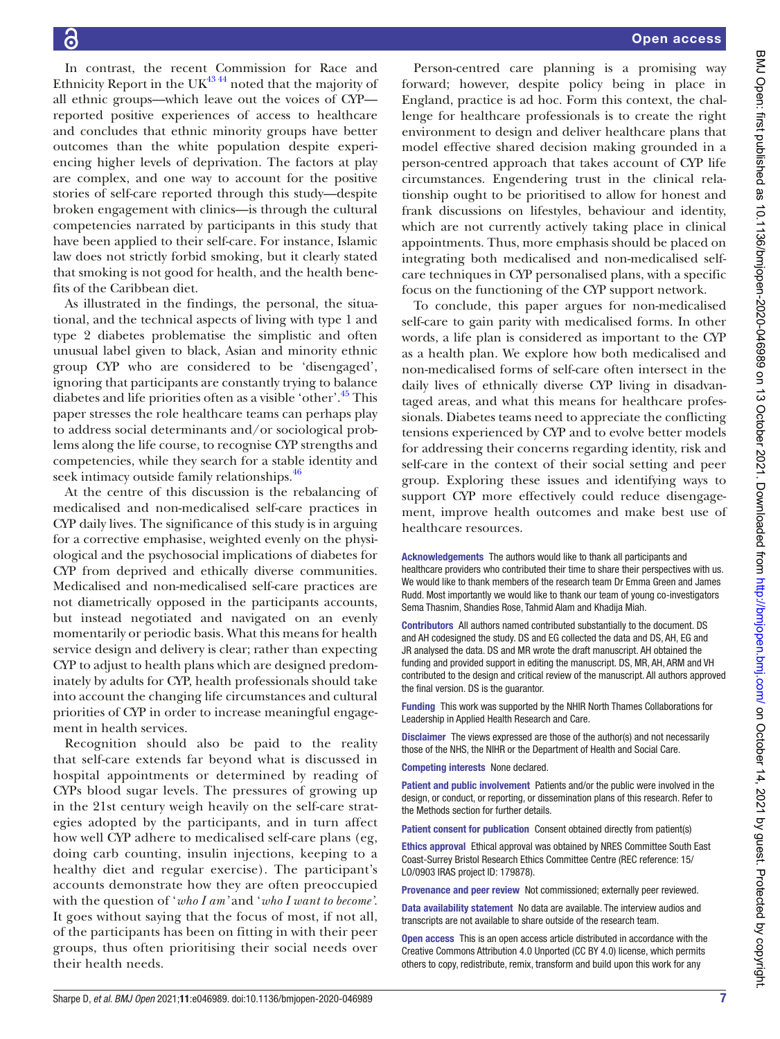In contrast, the recent Commission for Race and Ethnicity Report in the UK[43 44] noted that the majority of all ethnic groups—which leave out the voices of CYP—reported positive experiences of access to healthcare and concludes that ethnic minority groups have better outcomes than the white population despite experiencing higher levels of deprivation. The factors at play are complex, and one way to account for the positive stories of self-care reported through this study—despite broken engagement with clinics—is through the cultural competencies narrated by participants in this study that have been applied to their self-care. For instance, Islamic law does not strictly forbid smoking, but it clearly stated that smoking is not good for health, and the health benefits of the Caribbean diet.

As illustrated in the findings, the personal, the situational, and the technical aspects of living with type 1 and type 2 diabetes problematise the simplistic and often unusual label given to black, Asian and minority ethnic group CYP who are considered to be 'disengaged', ignoring that participants are constantly trying to balance diabetes and life priorities often as a visible 'other'.[45] This paper stresses the role healthcare teams can perhaps play to address social determinants and/or sociological problems along the life course, to recognise CYP strengths and competencies, while they search for a stable identity and seek intimacy outside family relationships.[46]

At the centre of this discussion is the rebalancing of medicalised and non-medicalised self-care practices in CYP daily lives. The significance of this study is in arguing for a corrective emphasise, weighted evenly on the physiological and the psychosocial implications of diabetes for CYP from deprived and ethically diverse communities. Medicalised and non-medicalised self-care practices are not diametrically opposed in the participants accounts, but instead negotiated and navigated on an evenly momentarily or periodic basis. What this means for health service design and delivery is clear; rather than expecting CYP to adjust to health plans which are designed predominately by adults for CYP, health professionals should take into account the changing life circumstances and cultural priorities of CYP in order to increase meaningful engagement in health services.

Recognition should also be paid to the reality that self-care extends far beyond what is discussed in hospital appointments or determined by reading of CYPs blood sugar levels. The pressures of growing up in the 21st century weigh heavily on the self-care strategies adopted by the participants, and in turn affect how well CYP adhere to medicalised self-care plans (eg, doing carb counting, insulin injections, keeping to a healthy diet and regular exercise). The participant's accounts demonstrate how they are often preoccupied with the question of '*who I am*' and '*who I want to become*'. It goes without saying that the focus of most, if not all, of the participants has been on fitting in with their peer groups, thus often prioritising their social needs over their health needs.

Person-centred care planning is a promising way forward; however, despite policy being in place in England, practice is ad hoc. Form this context, the challenge for healthcare professionals is to create the right environment to design and deliver healthcare plans that model effective shared decision making grounded in a person-centred approach that takes account of CYP life circumstances. Engendering trust in the clinical relationship ought to be prioritised to allow for honest and frank discussions on lifestyles, behaviour and identity, which are not currently actively taking place in clinical appointments. Thus, more emphasis should be placed on integrating both medicalised and non-medicalised self-care techniques in CYP personalised plans, with a specific focus on the functioning of the CYP support network.

To conclude, this paper argues for non-medicalised self-care to gain parity with medicalised forms. In other words, a life plan is considered as important to the CYP as a health plan. We explore how both medicalised and non-medicalised forms of self-care often intersect in the daily lives of ethnically diverse CYP living in disadvantaged areas, and what this means for healthcare professionals. Diabetes teams need to appreciate the conflicting tensions experienced by CYP and to evolve better models for addressing their concerns regarding identity, risk and self-care in the context of their social setting and peer group. Exploring these issues and identifying ways to support CYP more effectively could reduce disengagement, improve health outcomes and make best use of healthcare resources.

**Acknowledgements** The authors would like to thank all participants and healthcare providers who contributed their time to share their perspectives with us. We would like to thank members of the research team Dr Emma Green and James Rudd. Most importantly we would like to thank our team of young co-investigators Sema Thasnim, Shandies Rose, Tahmid Alam and Khadija Miah.

**Contributors** All authors named contributed substantially to the document. DS and AH codesigned the study. DS and EG collected the data and DS, AH, EG and JR analysed the data. DS and MR wrote the draft manuscript. AH obtained the funding and provided support in editing the manuscript. DS, MR, AH, ARM and VH contributed to the design and critical review of the manuscript. All authors approved the final version. DS is the guarantor.

**Funding** This work was supported by the NIHR North Thames Collaborations for Leadership in Applied Health Research and Care.

**Disclaimer** The views expressed are those of the author(s) and not necessarily those of the NHS, the NIHR or the Department of Health and Social Care.

**Competing interests** None declared.

**Patient and public involvement** Patients and/or the public were involved in the design, or conduct, or reporting, or dissemination plans of this research. Refer to the Methods section for further details.

**Patient consent for publication** Consent obtained directly from patient(s)

**Ethics approval** Ethical approval was obtained by NRES Committee South East Coast-Surrey Bristol Research Ethics Committee Centre (REC reference: 15/LO/0903 IRAS project ID: 179878).

**Provenance and peer review** Not commissioned; externally peer reviewed.

**Data availability statement** No data are available. The interview audios and transcripts are not available to share outside of the research team.

**Open access** This is an open access article distributed in accordance with the Creative Commons Attribution 4.0 Unported (CC BY 4.0) license, which permits others to copy, redistribute, remix, transform and build upon this work for any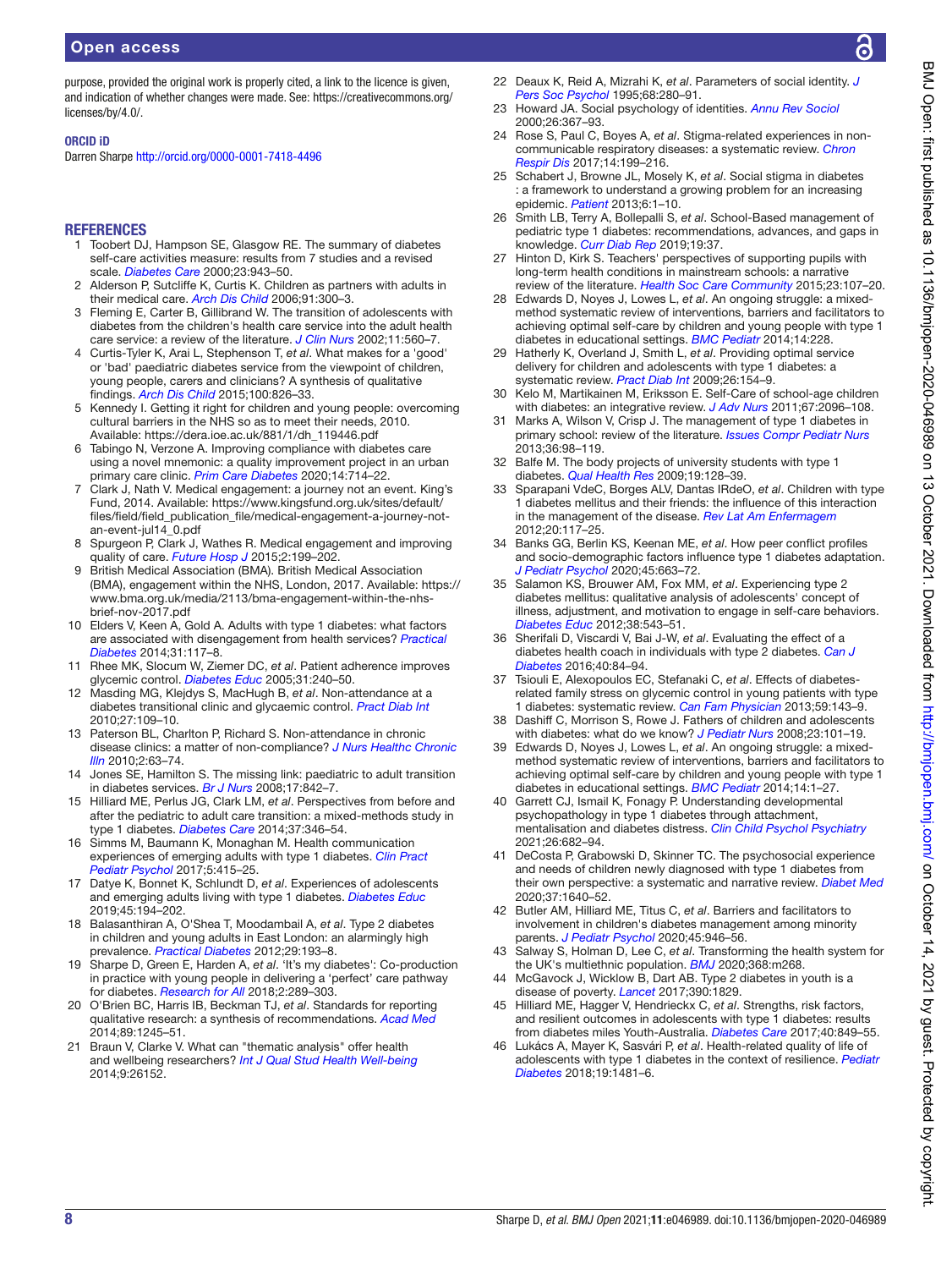purpose, provided the original work is properly cited, a link to the licence is given, and indication of whether changes were made. See: https://creativecommons.org/licenses/by/4.0/.

**ORCID iD**

Darren Sharpe http://orcid.org/0000-0001-7418-4496

## REFERENCES

1. Toobert DJ, Hampson SE, Glasgow RE. The summary of diabetes self-care activities measure: results from 7 studies and a revised scale. *Diabetes Care* 2000;23:943–50.
2. Alderson P, Sutcliffe K, Curtis K. Children as partners with adults in their medical care. *Arch Dis Child* 2006;91:300–3.
3. Fleming E, Carter B, Gillibrand W. The transition of adolescents with diabetes from the children's health care service into the adult health care service: a review of the literature. *J Clin Nurs* 2002;11:560–7.
4. Curtis-Tyler K, Arai L, Stephenson T, *et al*. What makes for a 'good' or 'bad' paediatric diabetes service from the viewpoint of children, young people, carers and clinicians? A synthesis of qualitative findings. *Arch Dis Child* 2015;100:826–33.
5. Kennedy I. Getting it right for children and young people: overcoming cultural barriers in the NHS so as to meet their needs, 2010. Available: https://dera.ioe.ac.uk/881/1/dh_119446.pdf
6. Tabingo N, Verzone A. Improving compliance with diabetes care using a novel mnemonic: a quality improvement project in an urban primary care clinic. *Prim Care Diabetes* 2020;14:714–22.
7. Clark J, Nath V. Medical engagement: a journey not an event. King's Fund, 2014. Available: https://www.kingsfund.org.uk/sites/default/files/field/field_publication_file/medical-engagement-a-journey-not-an-event-jul14_0.pdf
8. Spurgeon P, Clark J, Wathes R. Medical engagement and improving quality of care. *Future Hosp J* 2015;2:199–202.
9. British Medical Association (BMA). British Medical Association (BMA), engagement within the NHS, London, 2017. Available: https://www.bma.org.uk/media/2113/bma-engagement-within-the-nhs-brief-nov-2017.pdf
10. Elders V, Keen A, Gold A. Adults with type 1 diabetes: what factors are associated with disengagement from health services? *Practical Diabetes* 2014;31:117–8.
11. Rhee MK, Slocum W, Ziemer DC, *et al*. Patient adherence improves glycemic control. *Diabetes Educ* 2005;31:240–50.
12. Masding MG, Klejdys S, MacHugh B, *et al*. Non-attendance at a diabetes transitional clinic and glycaemic control. *Pract Diab Int* 2010;27:109–10.
13. Paterson BL, Charlton P, Richard S. Non-attendance in chronic disease clinics: a matter of non-compliance? *J Nurs Healthc Chronic Illn* 2010;2:63–74.
14. Jones SE, Hamilton S. The missing link: paediatric to adult transition in diabetes services. *Br J Nurs* 2008;17:842–7.
15. Hilliard ME, Perlus JG, Clark LM, *et al*. Perspectives from before and after the pediatric to adult care transition: a mixed-methods study in type 1 diabetes. *Diabetes Care* 2014;37:346–54.
16. Simms M, Baumann K, Monaghan M. Health communication experiences of emerging adults with type 1 diabetes. *Clin Pract Pediatr Psychol* 2017;5:415–25.
17. Datye K, Bonnet K, Schlundt D, *et al*. Experiences of adolescents and emerging adults living with type 1 diabetes. *Diabetes Educ* 2019;45:194–202.
18. Balasanthiran A, O'Shea T, Moodambail A, *et al*. Type 2 diabetes in children and young adults in East London: an alarmingly high prevalence. *Practical Diabetes* 2012;29:193–8.
19. Sharpe D, Green E, Harden A, *et al*. 'It's my diabetes': Co-production in practice with young people in delivering a 'perfect' care pathway for diabetes. *Research for All* 2018;2:289–303.
20. O'Brien BC, Harris IB, Beckman TJ, *et al*. Standards for reporting qualitative research: a synthesis of recommendations. *Acad Med* 2014;89:1245–51.
21. Braun V, Clarke V. What can "thematic analysis" offer health and wellbeing researchers? *Int J Qual Stud Health Well-being* 2014;9:26152.
22. Deaux K, Reid A, Mizrahi K, *et al*. Parameters of social identity. *J Pers Soc Psychol* 1995;68:280–91.
23. Howard JA. Social psychology of identities. *Annu Rev Sociol* 2000;26:367–93.
24. Rose S, Paul C, Boyes A, *et al*. Stigma-related experiences in non-communicable respiratory diseases: a systematic review. *Chron Respir Dis* 2017;14:199–216.
25. Schabert J, Browne JL, Mosely K, *et al*. Social stigma in diabetes : a framework to understand a growing problem for an increasing epidemic. *Patient* 2013;6:1–10.
26. Smith LB, Terry A, Bollepalli S, *et al*. School-Based management of pediatric type 1 diabetes: recommendations, advances, and gaps in knowledge. *Curr Diab Rep* 2019;19:37.
27. Hinton D, Kirk S. Teachers' perspectives of supporting pupils with long-term health conditions in mainstream schools: a narrative review of the literature. *Health Soc Care Community* 2015;23:107–20.
28. Edwards D, Noyes J, Lowes L, *et al*. An ongoing struggle: a mixed-method systematic review of interventions, barriers and facilitators to achieving optimal self-care by children and young people with type 1 diabetes in educational settings. *BMC Pediatr* 2014;14:228.
29. Hatherly K, Overland J, Smith L, *et al*. Providing optimal service delivery for children and adolescents with type 1 diabetes: a systematic review. *Pract Diab Int* 2009;26:154–9.
30. Kelo M, Martikainen M, Eriksson E. Self-Care of school-age children with diabetes: an integrative review. *J Adv Nurs* 2011;67:2096–108.
31. Marks A, Wilson V, Crisp J. The management of type 1 diabetes in primary school: review of the literature. *Issues Compr Pediatr Nurs* 2013;36:98–119.
32. Balfe M. The body projects of university students with type 1 diabetes. *Qual Health Res* 2009;19:128–39.
33. Sparapani VdeC, Borges ALV, Dantas IRdeO, *et al*. Children with type 1 diabetes mellitus and their friends: the influence of this interaction in the management of the disease. *Rev Lat Am Enfermagem* 2012;20:117–25.
34. Banks GG, Berlin KS, Keenan ME, *et al*. How peer conflict profiles and socio-demographic factors influence type 1 diabetes adaptation. *J Pediatr Psychol* 2020;45:663–72.
35. Salamon KS, Brouwer AM, Fox MM, *et al*. Experiencing type 2 diabetes mellitus: qualitative analysis of adolescents' concept of illness, adjustment, and motivation to engage in self-care behaviors. *Diabetes Educ* 2012;38:543–51.
36. Sherifali D, Viscardi V, Bai J-W, *et al*. Evaluating the effect of a diabetes health coach in individuals with type 2 diabetes. *Can J Diabetes* 2016;40:84–94.
37. Tsiouli E, Alexopoulos EC, Stefanaki C, *et al*. Effects of diabetes-related family stress on glycemic control in young patients with type 1 diabetes: systematic review. *Can Fam Physician* 2013;59:143–9.
38. Dashiff C, Morrison S, Rowe J. Fathers of children and adolescents with diabetes: what do we know? *J Pediatr Nurs* 2008;23:101–19.
39. Edwards D, Noyes J, Lowes L, *et al*. An ongoing struggle: a mixed-method systematic review of interventions, barriers and facilitators to achieving optimal self-care by children and young people with type 1 diabetes in educational settings. *BMC Pediatr* 2014;14:1–27.
40. Garrett CJ, Ismail K, Fonagy P. Understanding developmental psychopathology in type 1 diabetes through attachment, mentalisation and diabetes distress. *Clin Child Psychol Psychiatry* 2021;26:682–94.
41. DeCosta P, Grabowski D, Skinner TC. The psychosocial experience and needs of children newly diagnosed with type 1 diabetes from their own perspective: a systematic and narrative review. *Diabet Med* 2020;37:1640–52.
42. Butler AM, Hilliard ME, Titus C, *et al*. Barriers and facilitators to involvement in children's diabetes management among minority parents. *J Pediatr Psychol* 2020;45:946–56.
43. Salway S, Holman D, Lee C, *et al*. Transforming the health system for the UK's multiethnic population. *BMJ* 2020;368:m268.
44. McGavock J, Wicklow B, Dart AB. Type 2 diabetes in youth is a disease of poverty. *Lancet* 2017;390:1829.
45. Hilliard ME, Hagger V, Hendrieckx C, *et al*. Strengths, risk factors, and resilient outcomes in adolescents with type 1 diabetes: results from diabetes miles Youth-Australia. *Diabetes Care* 2017;40:849–55.
46. Lukács A, Mayer K, Sasvári P, *et al*. Health-related quality of life of adolescents with type 1 diabetes in the context of resilience. *Pediatr Diabetes* 2018;19:1481–6.